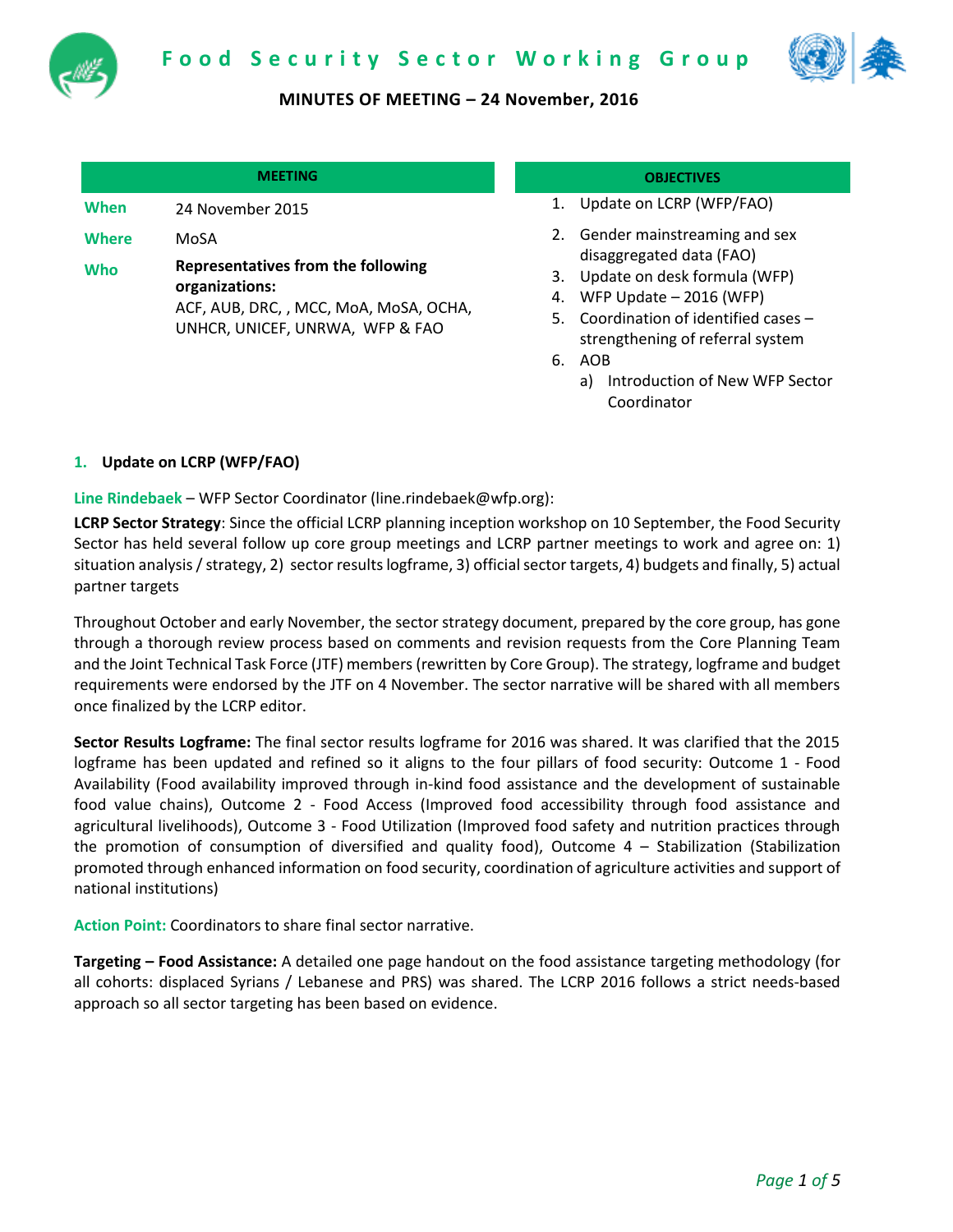# Food Security Sector Working Group

## MINUTES OF MEETING – 24 November, 2016

| MEETING | |
|---|---|
| **When** | 24 November 2015 |
| **Where** | MoSA |
| **Who** | **Representatives from the following organizations:** ACF, AUB, DRC, , MCC, MoA, MoSA, OCHA, UNHCR, UNICEF, UNRWA, WFP & FAO |

**OBJECTIVES**

1. Update on LCRP (WFP/FAO)
2. Gender mainstreaming and sex disaggregated data (FAO)
3. Update on desk formula (WFP)
4. WFP Update – 2016 (WFP)
5. Coordination of identified cases – strengthening of referral system
6. AOB
   a) Introduction of New WFP Sector Coordinator

### 1. Update on LCRP (WFP/FAO)

**Line Rindebaek** – WFP Sector Coordinator (line.rindebaek@wfp.org):

**LCRP Sector Strategy**: Since the official LCRP planning inception workshop on 10 September, the Food Security Sector has held several follow up core group meetings and LCRP partner meetings to work and agree on: 1) situation analysis / strategy, 2) sector results logframe, 3) official sector targets, 4) budgets and finally, 5) actual partner targets

Throughout October and early November, the sector strategy document, prepared by the core group, has gone through a thorough review process based on comments and revision requests from the Core Planning Team and the Joint Technical Task Force (JTF) members (rewritten by Core Group). The strategy, logframe and budget requirements were endorsed by the JTF on 4 November. The sector narrative will be shared with all members once finalized by the LCRP editor.

**Sector Results Logframe:** The final sector results logframe for 2016 was shared. It was clarified that the 2015 logframe has been updated and refined so it aligns to the four pillars of food security: Outcome 1 - Food Availability (Food availability improved through in-kind food assistance and the development of sustainable food value chains), Outcome 2 - Food Access (Improved food accessibility through food assistance and agricultural livelihoods), Outcome 3 - Food Utilization (Improved food safety and nutrition practices through the promotion of consumption of diversified and quality food), Outcome 4 – Stabilization (Stabilization promoted through enhanced information on food security, coordination of agriculture activities and support of national institutions)

**Action Point:** Coordinators to share final sector narrative.

**Targeting – Food Assistance:** A detailed one page handout on the food assistance targeting methodology (for all cohorts: displaced Syrians / Lebanese and PRS) was shared. The LCRP 2016 follows a strict needs-based approach so all sector targeting has been based on evidence.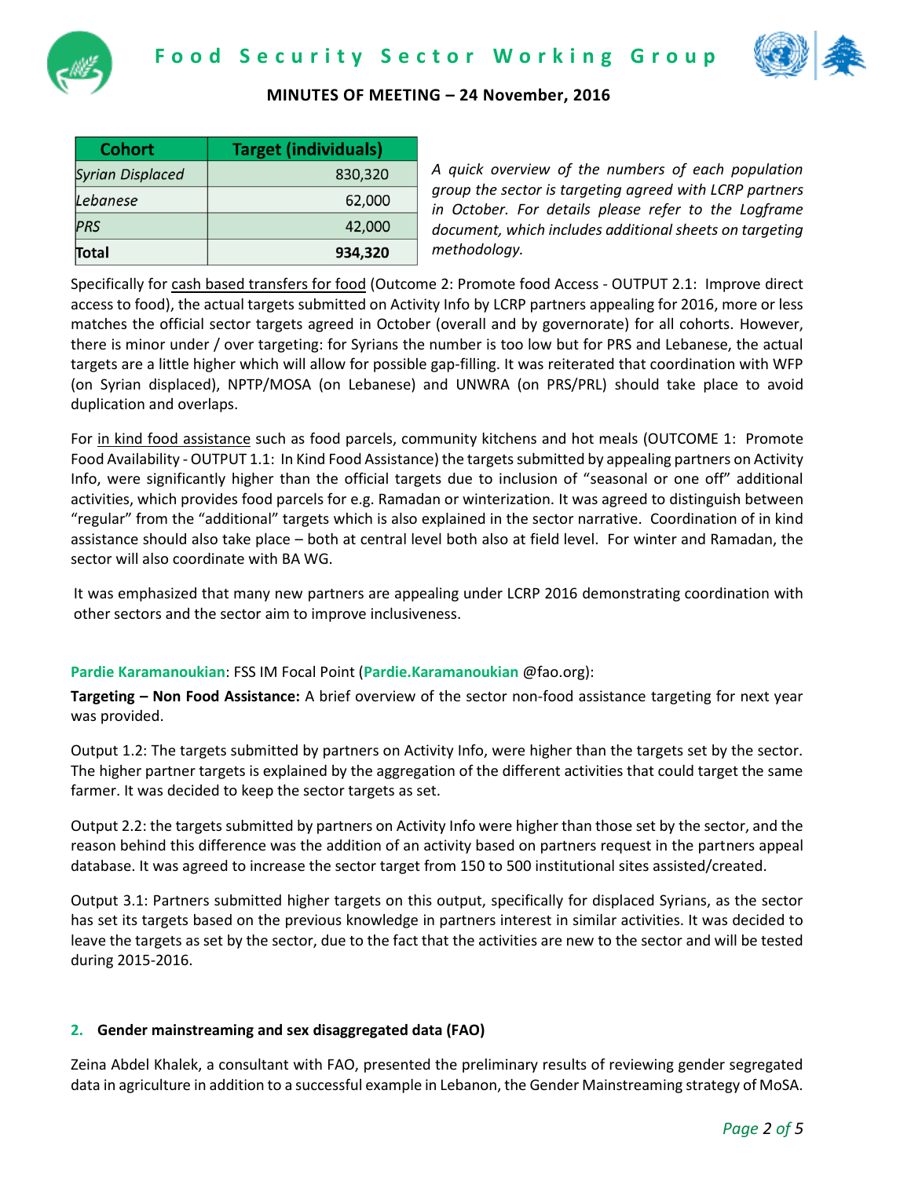| Cohort | Target (individuals) |
|---|---|
| *Syrian Displaced* | 830,320 |
| *Lebanese* | 62,000 |
| *PRS* | 42,000 |
| **Total** | **934,320** |

*A quick overview of the numbers of each population group the sector is targeting agreed with LCRP partners in October. For details please refer to the Logframe document, which includes additional sheets on targeting methodology.*

Specifically for cash based transfers for food (Outcome 2: Promote food Access - OUTPUT 2.1: Improve direct access to food), the actual targets submitted on Activity Info by LCRP partners appealing for 2016, more or less matches the official sector targets agreed in October (overall and by governorate) for all cohorts. However, there is minor under / over targeting: for Syrians the number is too low but for PRS and Lebanese, the actual targets are a little higher which will allow for possible gap-filling. It was reiterated that coordination with WFP (on Syrian displaced), NPTP/MOSA (on Lebanese) and UNWRA (on PRS/PRL) should take place to avoid duplication and overlaps.

For in kind food assistance such as food parcels, community kitchens and hot meals (OUTCOME 1: Promote Food Availability - OUTPUT 1.1: In Kind Food Assistance) the targets submitted by appealing partners on Activity Info, were significantly higher than the official targets due to inclusion of "seasonal or one off" additional activities, which provides food parcels for e.g. Ramadan or winterization. It was agreed to distinguish between "regular" from the "additional" targets which is also explained in the sector narrative. Coordination of in kind assistance should also take place – both at central level both also at field level. For winter and Ramadan, the sector will also coordinate with BA WG.

It was emphasized that many new partners are appealing under LCRP 2016 demonstrating coordination with other sectors and the sector aim to improve inclusiveness.

**Pardie Karamanoukian**: FSS IM Focal Point (**Pardie.Karamanoukian** @fao.org):

**Targeting – Non Food Assistance:** A brief overview of the sector non-food assistance targeting for next year was provided.

Output 1.2: The targets submitted by partners on Activity Info, were higher than the targets set by the sector. The higher partner targets is explained by the aggregation of the different activities that could target the same farmer. It was decided to keep the sector targets as set.

Output 2.2: the targets submitted by partners on Activity Info were higher than those set by the sector, and the reason behind this difference was the addition of an activity based on partners request in the partners appeal database. It was agreed to increase the sector target from 150 to 500 institutional sites assisted/created.

Output 3.1: Partners submitted higher targets on this output, specifically for displaced Syrians, as the sector has set its targets based on the previous knowledge in partners interest in similar activities. It was decided to leave the targets as set by the sector, due to the fact that the activities are new to the sector and will be tested during 2015-2016.

## 2. Gender mainstreaming and sex disaggregated data (FAO)

Zeina Abdel Khalek, a consultant with FAO, presented the preliminary results of reviewing gender segregated data in agriculture in addition to a successful example in Lebanon, the Gender Mainstreaming strategy of MoSA.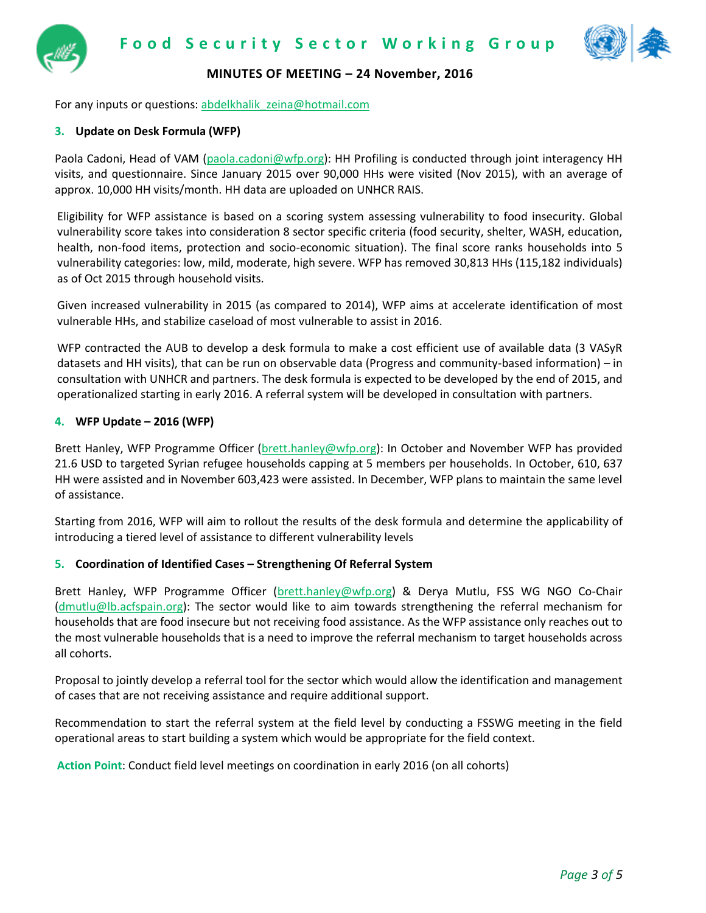For any inputs or questions: abdelkhalik_zeina@hotmail.com

### 3. Update on Desk Formula (WFP)

Paola Cadoni, Head of VAM (paola.cadoni@wfp.org): HH Profiling is conducted through joint interagency HH visits, and questionnaire. Since January 2015 over 90,000 HHs were visited (Nov 2015), with an average of approx. 10,000 HH visits/month. HH data are uploaded on UNHCR RAIS.

Eligibility for WFP assistance is based on a scoring system assessing vulnerability to food insecurity. Global vulnerability score takes into consideration 8 sector specific criteria (food security, shelter, WASH, education, health, non-food items, protection and socio-economic situation). The final score ranks households into 5 vulnerability categories: low, mild, moderate, high severe. WFP has removed 30,813 HHs (115,182 individuals) as of Oct 2015 through household visits.

Given increased vulnerability in 2015 (as compared to 2014), WFP aims at accelerate identification of most vulnerable HHs, and stabilize caseload of most vulnerable to assist in 2016.

WFP contracted the AUB to develop a desk formula to make a cost efficient use of available data (3 VASyR datasets and HH visits), that can be run on observable data (Progress and community-based information) – in consultation with UNHCR and partners. The desk formula is expected to be developed by the end of 2015, and operationalized starting in early 2016. A referral system will be developed in consultation with partners.

### 4. WFP Update – 2016 (WFP)

Brett Hanley, WFP Programme Officer (brett.hanley@wfp.org): In October and November WFP has provided 21.6 USD to targeted Syrian refugee households capping at 5 members per households. In October, 610, 637 HH were assisted and in November 603,423 were assisted. In December, WFP plans to maintain the same level of assistance.

Starting from 2016, WFP will aim to rollout the results of the desk formula and determine the applicability of introducing a tiered level of assistance to different vulnerability levels

### 5. Coordination of Identified Cases – Strengthening Of Referral System

Brett Hanley, WFP Programme Officer (brett.hanley@wfp.org) & Derya Mutlu, FSS WG NGO Co-Chair (dmutlu@lb.acfspain.org): The sector would like to aim towards strengthening the referral mechanism for households that are food insecure but not receiving food assistance. As the WFP assistance only reaches out to the most vulnerable households that is a need to improve the referral mechanism to target households across all cohorts.

Proposal to jointly develop a referral tool for the sector which would allow the identification and management of cases that are not receiving assistance and require additional support.

Recommendation to start the referral system at the field level by conducting a FSSWG meeting in the field operational areas to start building a system which would be appropriate for the field context.

**Action Point**: Conduct field level meetings on coordination in early 2016 (on all cohorts)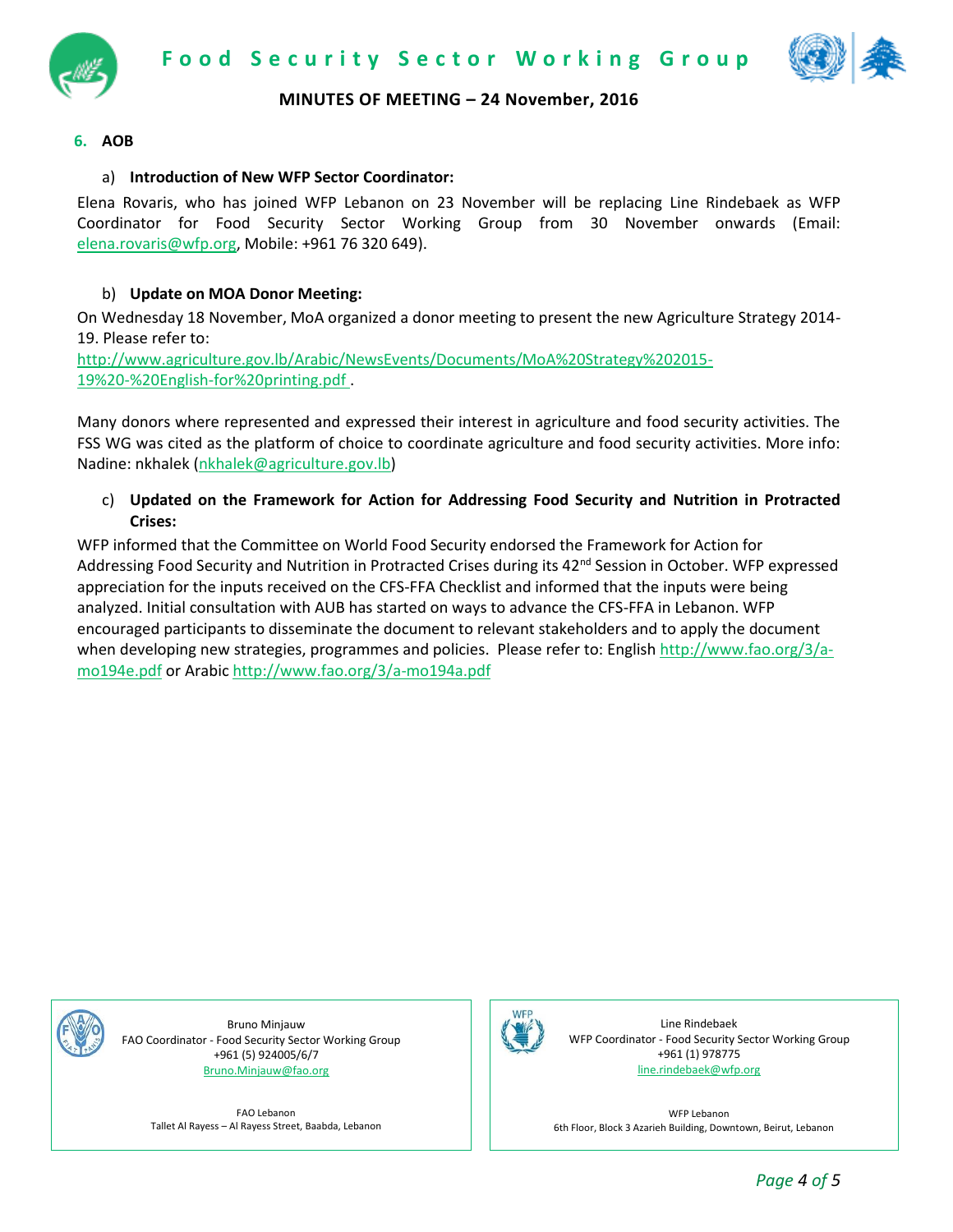## 6. AOB

### a) Introduction of New WFP Sector Coordinator:

Elena Rovaris, who has joined WFP Lebanon on 23 November will be replacing Line Rindebaek as WFP Coordinator for Food Security Sector Working Group from 30 November onwards (Email: elena.rovaris@wfp.org, Mobile: +961 76 320 649).

### b) Update on MOA Donor Meeting:

On Wednesday 18 November, MoA organized a donor meeting to present the new Agriculture Strategy 2014-19. Please refer to:
http://www.agriculture.gov.lb/Arabic/NewsEvents/Documents/MoA%20Strategy%202015-19%20-%20English-for%20printing.pdf .

Many donors where represented and expressed their interest in agriculture and food security activities. The FSS WG was cited as the platform of choice to coordinate agriculture and food security activities. More info: Nadine: nkhalek (nkhalek@agriculture.gov.lb)

### c) Updated on the Framework for Action for Addressing Food Security and Nutrition in Protracted Crises:

WFP informed that the Committee on World Food Security endorsed the Framework for Action for Addressing Food Security and Nutrition in Protracted Crises during its 42nd Session in October. WFP expressed appreciation for the inputs received on the CFS-FFA Checklist and informed that the inputs were being analyzed. Initial consultation with AUB has started on ways to advance the CFS-FFA in Lebanon. WFP encouraged participants to disseminate the document to relevant stakeholders and to apply the document when developing new strategies, programmes and policies. Please refer to: English http://www.fao.org/3/a-mo194e.pdf or Arabic http://www.fao.org/3/a-mo194a.pdf

Bruno Minjauw
FAO Coordinator - Food Security Sector Working Group
+961 (5) 924005/6/7
Bruno.Minjauw@fao.org

FAO Lebanon
Tallet Al Rayess – Al Rayess Street, Baabda, Lebanon

Line Rindebaek
WFP Coordinator - Food Security Sector Working Group
+961 (1) 978775
line.rindebaek@wfp.org

WFP Lebanon
6th Floor, Block 3 Azarieh Building, Downtown, Beirut, Lebanon